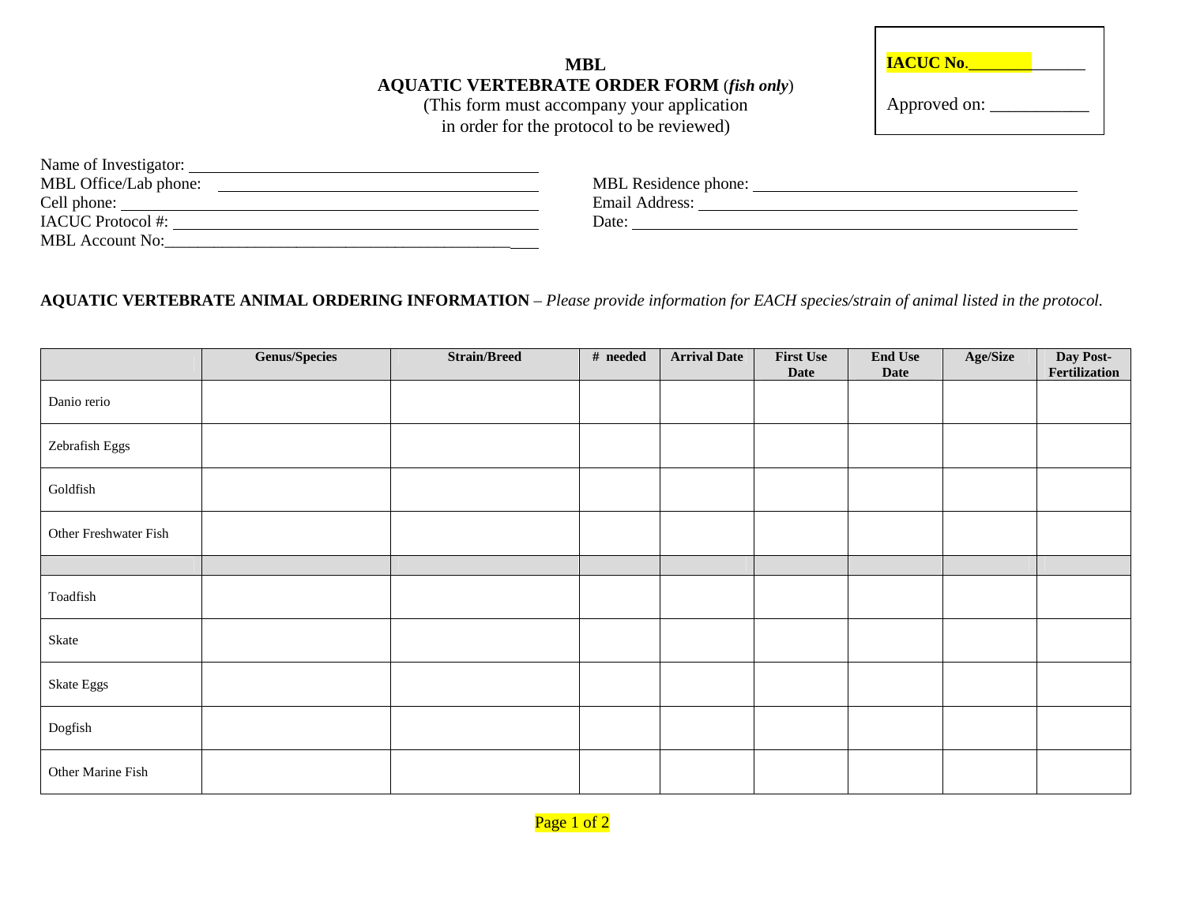**IACUC No.\_\_\_\_\_\_\_\_\_\_\_\_\_\_**

Approved on: \_\_\_\_\_\_\_\_\_\_\_

# MBL
## AQUATIC VERTEBRATE ORDER FORM (*fish only*)

(This form must accompany your application in order for the protocol to be reviewed)

Name of Investigator: \_\_\_\_\_\_\_\_\_\_\_\_\_\_\_\_\_\_\_\_\_\_\_\_\_\_\_\_\_\_\_\_\_\_\_\_\_\_\_\_

MBL Office/Lab phone: \_\_\_\_\_\_\_\_\_\_\_\_\_\_\_\_\_\_\_\_\_\_\_\_\_\_\_\_\_\_\_\_\_\_\_\_\_\_\_\_

Cell phone: \_\_\_\_\_\_\_\_\_\_\_\_\_\_\_\_\_\_\_\_\_\_\_\_\_\_\_\_\_\_\_\_\_\_\_\_\_\_\_\_

IACUC Protocol #: \_\_\_\_\_\_\_\_\_\_\_\_\_\_\_\_\_\_\_\_\_\_\_\_\_\_\_\_\_\_\_\_\_\_\_\_\_\_\_\_

MBL Account No:\_\_\_\_\_\_\_\_\_\_\_\_\_\_\_\_\_\_\_\_\_\_\_\_\_\_\_\_\_\_\_\_\_\_\_\_\_\_\_\_

MBL Residence phone: \_\_\_\_\_\_\_\_\_\_\_\_\_\_\_\_\_\_\_\_\_\_\_\_\_\_\_\_\_\_\_\_\_\_\_\_\_\_\_\_

Email Address: \_\_\_\_\_\_\_\_\_\_\_\_\_\_\_\_\_\_\_\_\_\_\_\_\_\_\_\_\_\_\_\_\_\_\_\_\_\_\_\_

Date: \_\_\_\_\_\_\_\_\_\_\_\_\_\_\_\_\_\_\_\_\_\_\_\_\_\_\_\_\_\_\_\_\_\_\_\_\_\_\_\_

**AQUATIC VERTEBRATE ANIMAL ORDERING INFORMATION** – *Please provide information for EACH species/strain of animal listed in the protocol.*

| | Genus/Species | Strain/Breed | # needed | Arrival Date | First Use Date | End Use Date | Age/Size | Day Post-Fertilization |
|---|---|---|---|---|---|---|---|---|
| Danio rerio | | | | | | | | |
| Zebrafish Eggs | | | | | | | | |
| Goldfish | | | | | | | | |
| Other Freshwater Fish | | | | | | | | |
| | | | | | | | | |
| Toadfish | | | | | | | | |
| Skate | | | | | | | | |
| Skate Eggs | | | | | | | | |
| Dogfish | | | | | | | | |
| Other Marine Fish | | | | | | | | |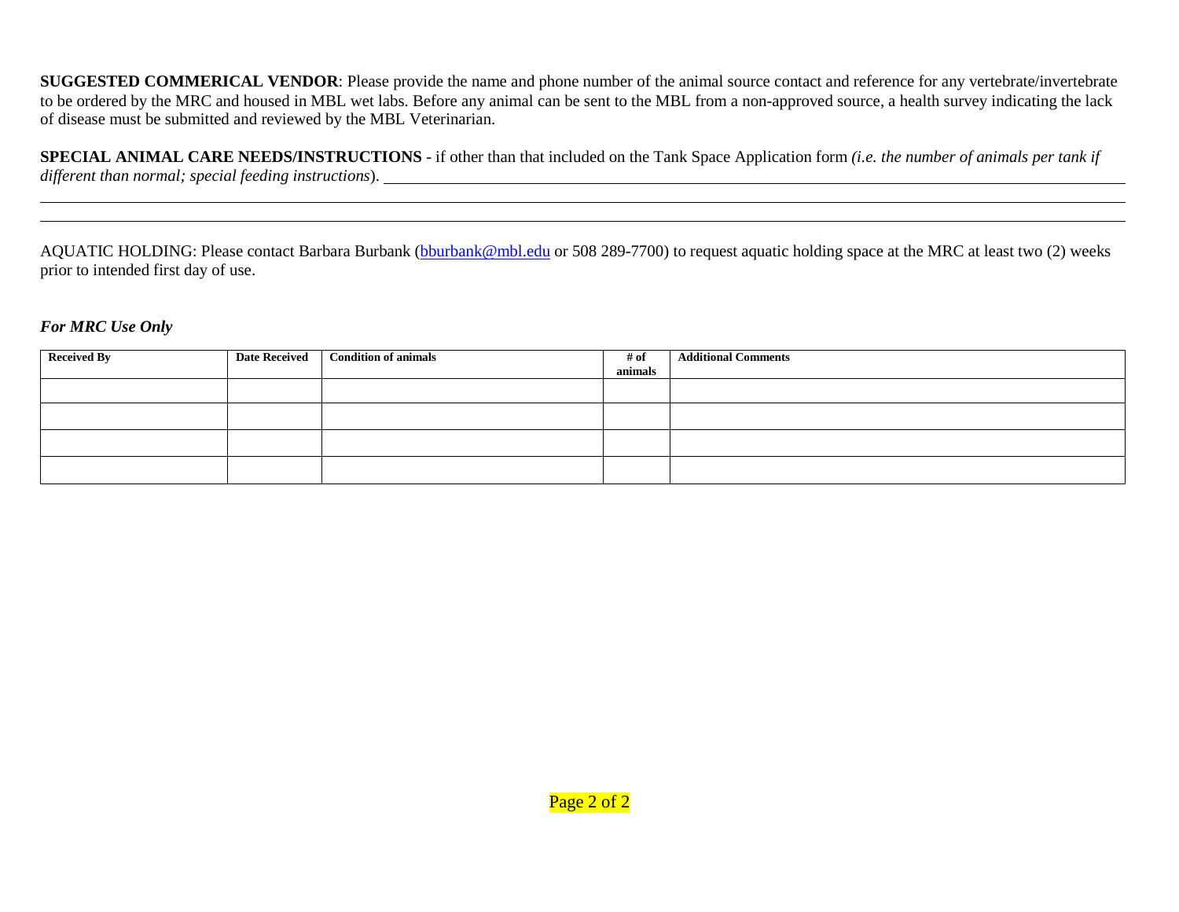**SUGGESTED COMMERICAL VENDOR**: Please provide the name and phone number of the animal source contact and reference for any vertebrate/invertebrate to be ordered by the MRC and housed in MBL wet labs. Before any animal can be sent to the MBL from a non-approved source, a health survey indicating the lack of disease must be submitted and reviewed by the MBL Veterinarian.

**SPECIAL ANIMAL CARE NEEDS/INSTRUCTIONS** - if other than that included on the Tank Space Application form *(i.e. the number of animals per tank if different than normal; special feeding instructions*). ______________________________________________

______________________________________________

______________________________________________

AQUATIC HOLDING: Please contact Barbara Burbank (bburbank@mbl.edu or 508 289-7700) to request aquatic holding space at the MRC at least two (2) weeks prior to intended first day of use.

***For MRC Use Only***

| **Received By** | **Date Received** | **Condition of animals** | **# of animals** | **Additional Comments** |
|---|---|---|---|---|
| | | | | |
| | | | | |
| | | | | |
| | | | | |